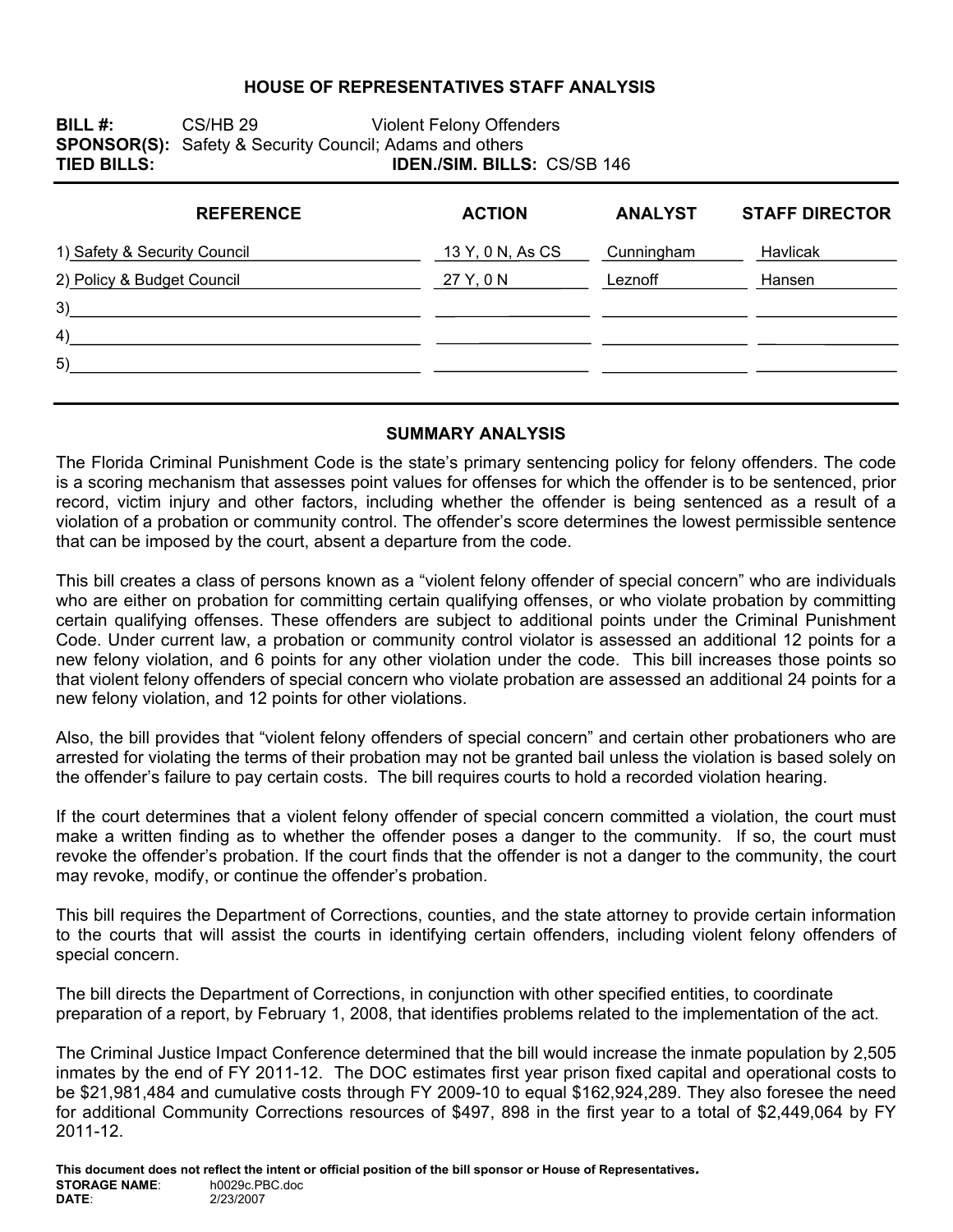# HOUSE OF REPRESENTATIVES STAFF ANALYSIS

**BILL #:** CS/HB 29 Violent Felony Offenders
**SPONSOR(S):** Safety & Security Council; Adams and others
**TIED BILLS:** **IDEN./SIM. BILLS:** CS/SB 146

| REFERENCE | ACTION | ANALYST | STAFF DIRECTOR |
|---|---|---|---|
| 1) Safety & Security Council | 13 Y, 0 N, As CS | Cunningham | Havlicak |
| 2) Policy & Budget Council | 27 Y, 0 N | Leznoff | Hansen |
| 3) | | | |
| 4) | | | |
| 5) | | | |

## SUMMARY ANALYSIS

The Florida Criminal Punishment Code is the state's primary sentencing policy for felony offenders. The code is a scoring mechanism that assesses point values for offenses for which the offender is to be sentenced, prior record, victim injury and other factors, including whether the offender is being sentenced as a result of a violation of a probation or community control. The offender's score determines the lowest permissible sentence that can be imposed by the court, absent a departure from the code.

This bill creates a class of persons known as a "violent felony offender of special concern" who are individuals who are either on probation for committing certain qualifying offenses, or who violate probation by committing certain qualifying offenses. These offenders are subject to additional points under the Criminal Punishment Code. Under current law, a probation or community control violator is assessed an additional 12 points for a new felony violation, and 6 points for any other violation under the code. This bill increases those points so that violent felony offenders of special concern who violate probation are assessed an additional 24 points for a new felony violation, and 12 points for other violations.

Also, the bill provides that "violent felony offenders of special concern" and certain other probationers who are arrested for violating the terms of their probation may not be granted bail unless the violation is based solely on the offender's failure to pay certain costs. The bill requires courts to hold a recorded violation hearing.

If the court determines that a violent felony offender of special concern committed a violation, the court must make a written finding as to whether the offender poses a danger to the community. If so, the court must revoke the offender's probation. If the court finds that the offender is not a danger to the community, the court may revoke, modify, or continue the offender's probation.

This bill requires the Department of Corrections, counties, and the state attorney to provide certain information to the courts that will assist the courts in identifying certain offenders, including violent felony offenders of special concern.

The bill directs the Department of Corrections, in conjunction with other specified entities, to coordinate preparation of a report, by February 1, 2008, that identifies problems related to the implementation of the act.

The Criminal Justice Impact Conference determined that the bill would increase the inmate population by 2,505 inmates by the end of FY 2011-12. The DOC estimates first year prison fixed capital and operational costs to be $21,981,484 and cumulative costs through FY 2009-10 to equal $162,924,289. They also foresee the need for additional Community Corrections resources of $497, 898 in the first year to a total of $2,449,064 by FY 2011-12.

**This document does not reflect the intent or official position of the bill sponsor or House of Representatives.**
**STORAGE NAME**: h0029c.PBC.doc
**DATE**: 2/23/2007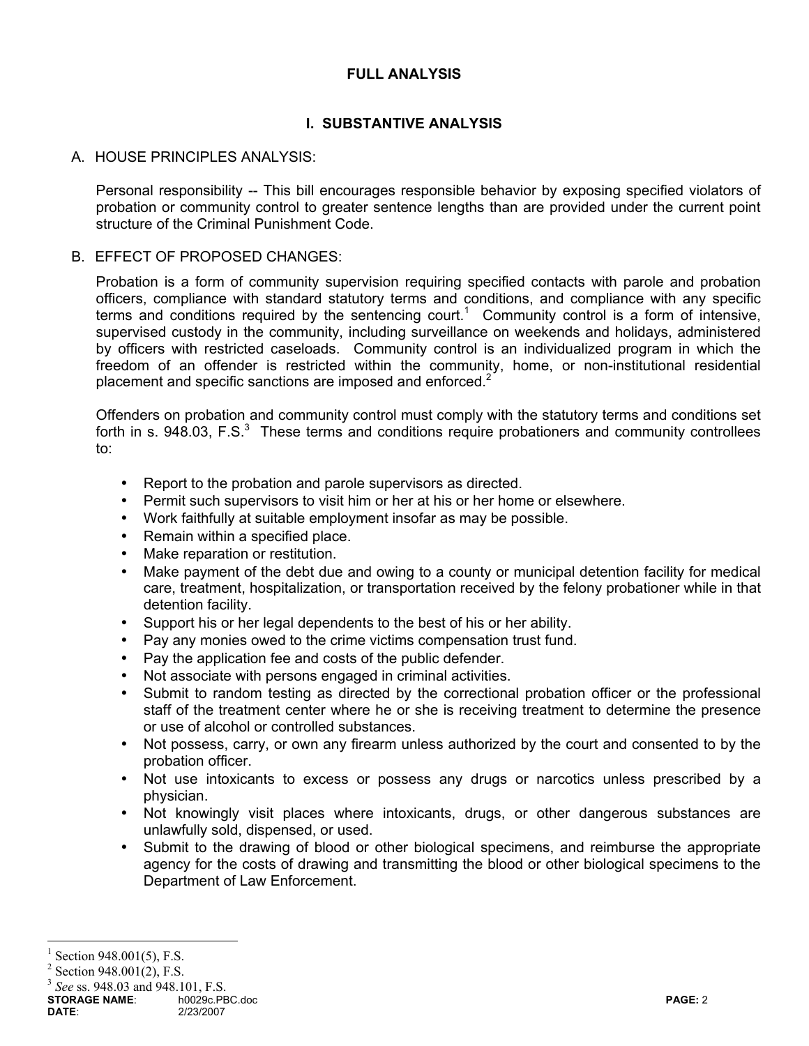## FULL ANALYSIS

### I. SUBSTANTIVE ANALYSIS

A. HOUSE PRINCIPLES ANALYSIS:

Personal responsibility -- This bill encourages responsible behavior by exposing specified violators of probation or community control to greater sentence lengths than are provided under the current point structure of the Criminal Punishment Code.

B. EFFECT OF PROPOSED CHANGES:

Probation is a form of community supervision requiring specified contacts with parole and probation officers, compliance with standard statutory terms and conditions, and compliance with any specific terms and conditions required by the sentencing court.[1] Community control is a form of intensive, supervised custody in the community, including surveillance on weekends and holidays, administered by officers with restricted caseloads. Community control is an individualized program in which the freedom of an offender is restricted within the community, home, or non-institutional residential placement and specific sanctions are imposed and enforced.[2]

Offenders on probation and community control must comply with the statutory terms and conditions set forth in s. 948.03, F.S.[3] These terms and conditions require probationers and community controllees to:

- Report to the probation and parole supervisors as directed.
- Permit such supervisors to visit him or her at his or her home or elsewhere.
- Work faithfully at suitable employment insofar as may be possible.
- Remain within a specified place.
- Make reparation or restitution.
- Make payment of the debt due and owing to a county or municipal detention facility for medical care, treatment, hospitalization, or transportation received by the felony probationer while in that detention facility.
- Support his or her legal dependents to the best of his or her ability.
- Pay any monies owed to the crime victims compensation trust fund.
- Pay the application fee and costs of the public defender.
- Not associate with persons engaged in criminal activities.
- Submit to random testing as directed by the correctional probation officer or the professional staff of the treatment center where he or she is receiving treatment to determine the presence or use of alcohol or controlled substances.
- Not possess, carry, or own any firearm unless authorized by the court and consented to by the probation officer.
- Not use intoxicants to excess or possess any drugs or narcotics unless prescribed by a physician.
- Not knowingly visit places where intoxicants, drugs, or other dangerous substances are unlawfully sold, dispensed, or used.
- Submit to the drawing of blood or other biological specimens, and reimburse the appropriate agency for the costs of drawing and transmitting the blood or other biological specimens to the Department of Law Enforcement.

---

[1] Section 948.001(5), F.S.

[2] Section 948.001(2), F.S.

[3] *See* ss. 948.03 and 948.101, F.S.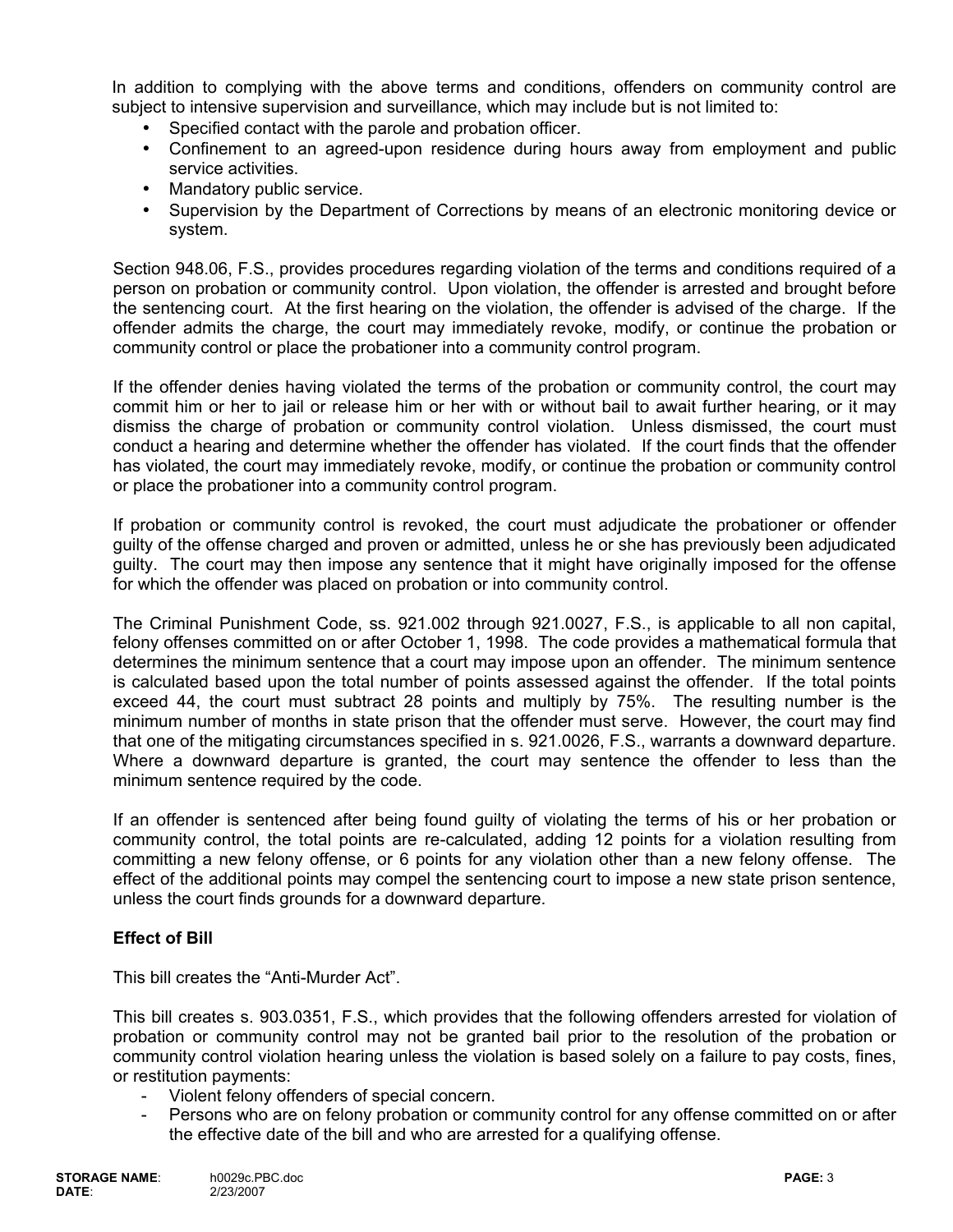In addition to complying with the above terms and conditions, offenders on community control are subject to intensive supervision and surveillance, which may include but is not limited to:

- Specified contact with the parole and probation officer.
- Confinement to an agreed-upon residence during hours away from employment and public service activities.
- Mandatory public service.
- Supervision by the Department of Corrections by means of an electronic monitoring device or system.

Section 948.06, F.S., provides procedures regarding violation of the terms and conditions required of a person on probation or community control. Upon violation, the offender is arrested and brought before the sentencing court. At the first hearing on the violation, the offender is advised of the charge. If the offender admits the charge, the court may immediately revoke, modify, or continue the probation or community control or place the probationer into a community control program.

If the offender denies having violated the terms of the probation or community control, the court may commit him or her to jail or release him or her with or without bail to await further hearing, or it may dismiss the charge of probation or community control violation. Unless dismissed, the court must conduct a hearing and determine whether the offender has violated. If the court finds that the offender has violated, the court may immediately revoke, modify, or continue the probation or community control or place the probationer into a community control program.

If probation or community control is revoked, the court must adjudicate the probationer or offender guilty of the offense charged and proven or admitted, unless he or she has previously been adjudicated guilty. The court may then impose any sentence that it might have originally imposed for the offense for which the offender was placed on probation or into community control.

The Criminal Punishment Code, ss. 921.002 through 921.0027, F.S., is applicable to all non capital, felony offenses committed on or after October 1, 1998. The code provides a mathematical formula that determines the minimum sentence that a court may impose upon an offender. The minimum sentence is calculated based upon the total number of points assessed against the offender. If the total points exceed 44, the court must subtract 28 points and multiply by 75%. The resulting number is the minimum number of months in state prison that the offender must serve. However, the court may find that one of the mitigating circumstances specified in s. 921.0026, F.S., warrants a downward departure. Where a downward departure is granted, the court may sentence the offender to less than the minimum sentence required by the code.

If an offender is sentenced after being found guilty of violating the terms of his or her probation or community control, the total points are re-calculated, adding 12 points for a violation resulting from committing a new felony offense, or 6 points for any violation other than a new felony offense. The effect of the additional points may compel the sentencing court to impose a new state prison sentence, unless the court finds grounds for a downward departure.

**Effect of Bill**

This bill creates the "Anti-Murder Act".

This bill creates s. 903.0351, F.S., which provides that the following offenders arrested for violation of probation or community control may not be granted bail prior to the resolution of the probation or community control violation hearing unless the violation is based solely on a failure to pay costs, fines, or restitution payments:

- Violent felony offenders of special concern.
- Persons who are on felony probation or community control for any offense committed on or after the effective date of the bill and who are arrested for a qualifying offense.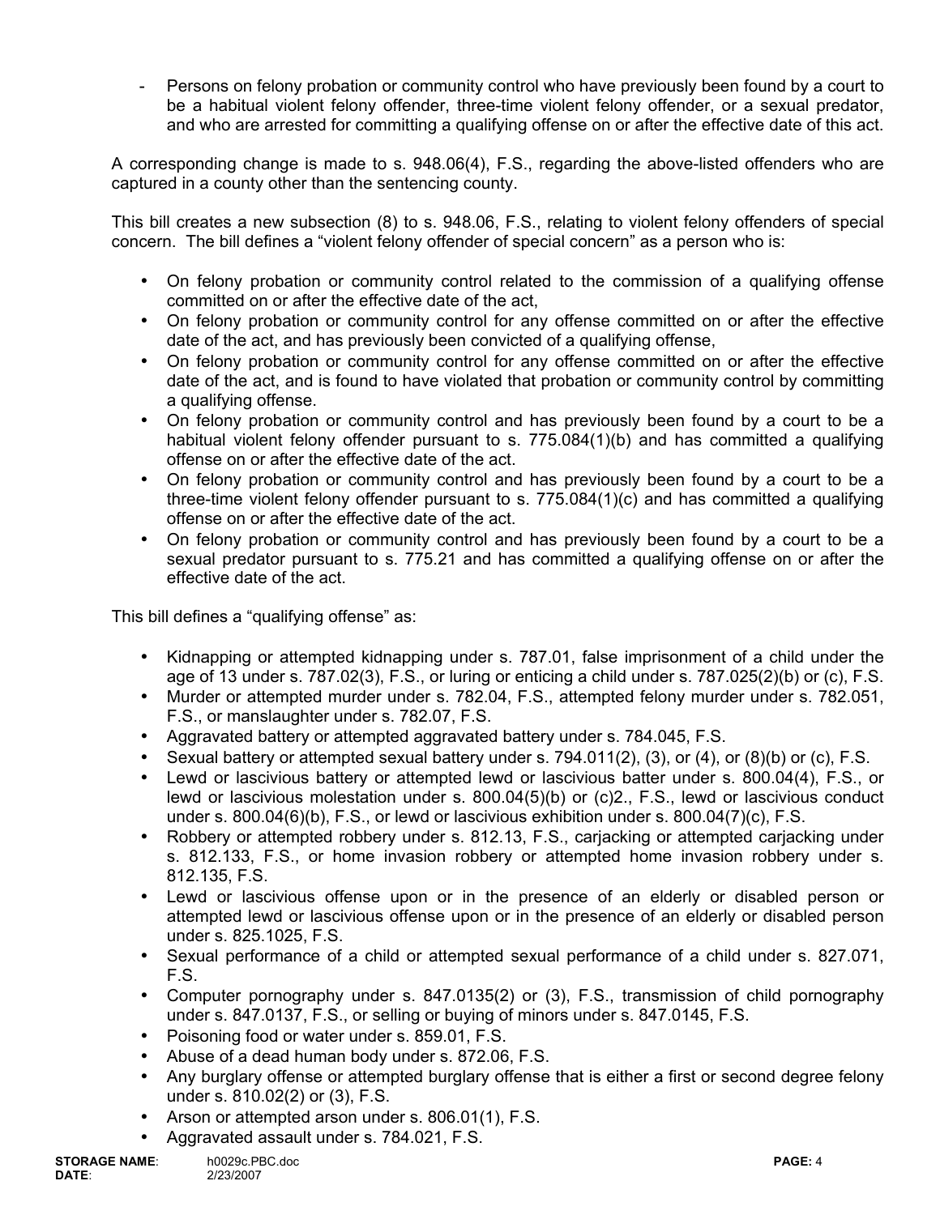- Persons on felony probation or community control who have previously been found by a court to be a habitual violent felony offender, three-time violent felony offender, or a sexual predator, and who are arrested for committing a qualifying offense on or after the effective date of this act.

A corresponding change is made to s. 948.06(4), F.S., regarding the above-listed offenders who are captured in a county other than the sentencing county.

This bill creates a new subsection (8) to s. 948.06, F.S., relating to violent felony offenders of special concern. The bill defines a "violent felony offender of special concern" as a person who is:

- On felony probation or community control related to the commission of a qualifying offense committed on or after the effective date of the act,
- On felony probation or community control for any offense committed on or after the effective date of the act, and has previously been convicted of a qualifying offense,
- On felony probation or community control for any offense committed on or after the effective date of the act, and is found to have violated that probation or community control by committing a qualifying offense.
- On felony probation or community control and has previously been found by a court to be a habitual violent felony offender pursuant to s. 775.084(1)(b) and has committed a qualifying offense on or after the effective date of the act.
- On felony probation or community control and has previously been found by a court to be a three-time violent felony offender pursuant to s. 775.084(1)(c) and has committed a qualifying offense on or after the effective date of the act.
- On felony probation or community control and has previously been found by a court to be a sexual predator pursuant to s. 775.21 and has committed a qualifying offense on or after the effective date of the act.

This bill defines a "qualifying offense" as:

- Kidnapping or attempted kidnapping under s. 787.01, false imprisonment of a child under the age of 13 under s. 787.02(3), F.S., or luring or enticing a child under s. 787.025(2)(b) or (c), F.S.
- Murder or attempted murder under s. 782.04, F.S., attempted felony murder under s. 782.051, F.S., or manslaughter under s. 782.07, F.S.
- Aggravated battery or attempted aggravated battery under s. 784.045, F.S.
- Sexual battery or attempted sexual battery under s. 794.011(2), (3), or (4), or (8)(b) or (c), F.S.
- Lewd or lascivious battery or attempted lewd or lascivious batter under s. 800.04(4), F.S., or lewd or lascivious molestation under s. 800.04(5)(b) or (c)2., F.S., lewd or lascivious conduct under s. 800.04(6)(b), F.S., or lewd or lascivious exhibition under s. 800.04(7)(c), F.S.
- Robbery or attempted robbery under s. 812.13, F.S., carjacking or attempted carjacking under s. 812.133, F.S., or home invasion robbery or attempted home invasion robbery under s. 812.135, F.S.
- Lewd or lascivious offense upon or in the presence of an elderly or disabled person or attempted lewd or lascivious offense upon or in the presence of an elderly or disabled person under s. 825.1025, F.S.
- Sexual performance of a child or attempted sexual performance of a child under s. 827.071, F.S.
- Computer pornography under s. 847.0135(2) or (3), F.S., transmission of child pornography under s. 847.0137, F.S., or selling or buying of minors under s. 847.0145, F.S.
- Poisoning food or water under s. 859.01, F.S.
- Abuse of a dead human body under s. 872.06, F.S.
- Any burglary offense or attempted burglary offense that is either a first or second degree felony under s. 810.02(2) or (3), F.S.
- Arson or attempted arson under s. 806.01(1), F.S.
- Aggravated assault under s. 784.021, F.S.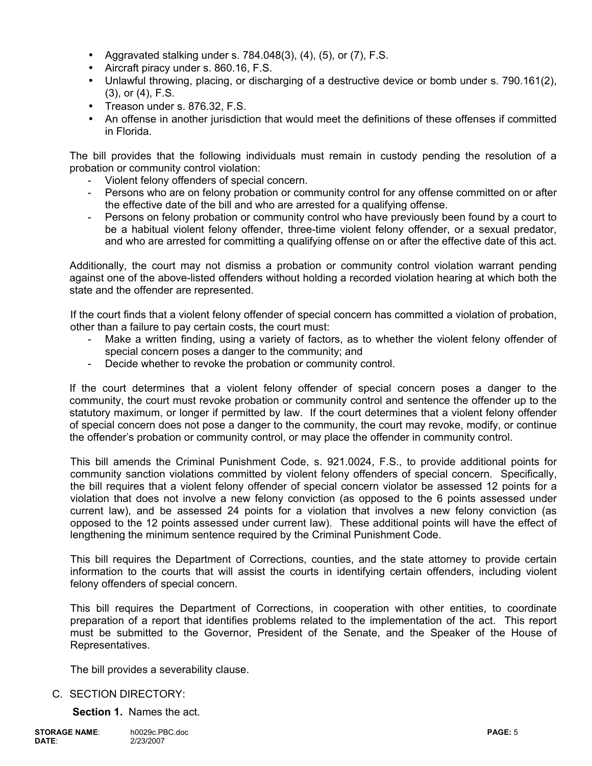- Aggravated stalking under s. 784.048(3), (4), (5), or (7), F.S.
- Aircraft piracy under s. 860.16, F.S.
- Unlawful throwing, placing, or discharging of a destructive device or bomb under s. 790.161(2), (3), or (4), F.S.
- Treason under s. 876.32, F.S.
- An offense in another jurisdiction that would meet the definitions of these offenses if committed in Florida.

The bill provides that the following individuals must remain in custody pending the resolution of a probation or community control violation:

- Violent felony offenders of special concern.
- Persons who are on felony probation or community control for any offense committed on or after the effective date of the bill and who are arrested for a qualifying offense.
- Persons on felony probation or community control who have previously been found by a court to be a habitual violent felony offender, three-time violent felony offender, or a sexual predator, and who are arrested for committing a qualifying offense on or after the effective date of this act.

Additionally, the court may not dismiss a probation or community control violation warrant pending against one of the above-listed offenders without holding a recorded violation hearing at which both the state and the offender are represented.

If the court finds that a violent felony offender of special concern has committed a violation of probation, other than a failure to pay certain costs, the court must:

- Make a written finding, using a variety of factors, as to whether the violent felony offender of special concern poses a danger to the community; and
- Decide whether to revoke the probation or community control.

If the court determines that a violent felony offender of special concern poses a danger to the community, the court must revoke probation or community control and sentence the offender up to the statutory maximum, or longer if permitted by law. If the court determines that a violent felony offender of special concern does not pose a danger to the community, the court may revoke, modify, or continue the offender's probation or community control, or may place the offender in community control.

This bill amends the Criminal Punishment Code, s. 921.0024, F.S., to provide additional points for community sanction violations committed by violent felony offenders of special concern. Specifically, the bill requires that a violent felony offender of special concern violator be assessed 12 points for a violation that does not involve a new felony conviction (as opposed to the 6 points assessed under current law), and be assessed 24 points for a violation that involves a new felony conviction (as opposed to the 12 points assessed under current law). These additional points will have the effect of lengthening the minimum sentence required by the Criminal Punishment Code.

This bill requires the Department of Corrections, counties, and the state attorney to provide certain information to the courts that will assist the courts in identifying certain offenders, including violent felony offenders of special concern.

This bill requires the Department of Corrections, in cooperation with other entities, to coordinate preparation of a report that identifies problems related to the implementation of the act. This report must be submitted to the Governor, President of the Senate, and the Speaker of the House of Representatives.

The bill provides a severability clause.

C. SECTION DIRECTORY:

**Section 1.** Names the act.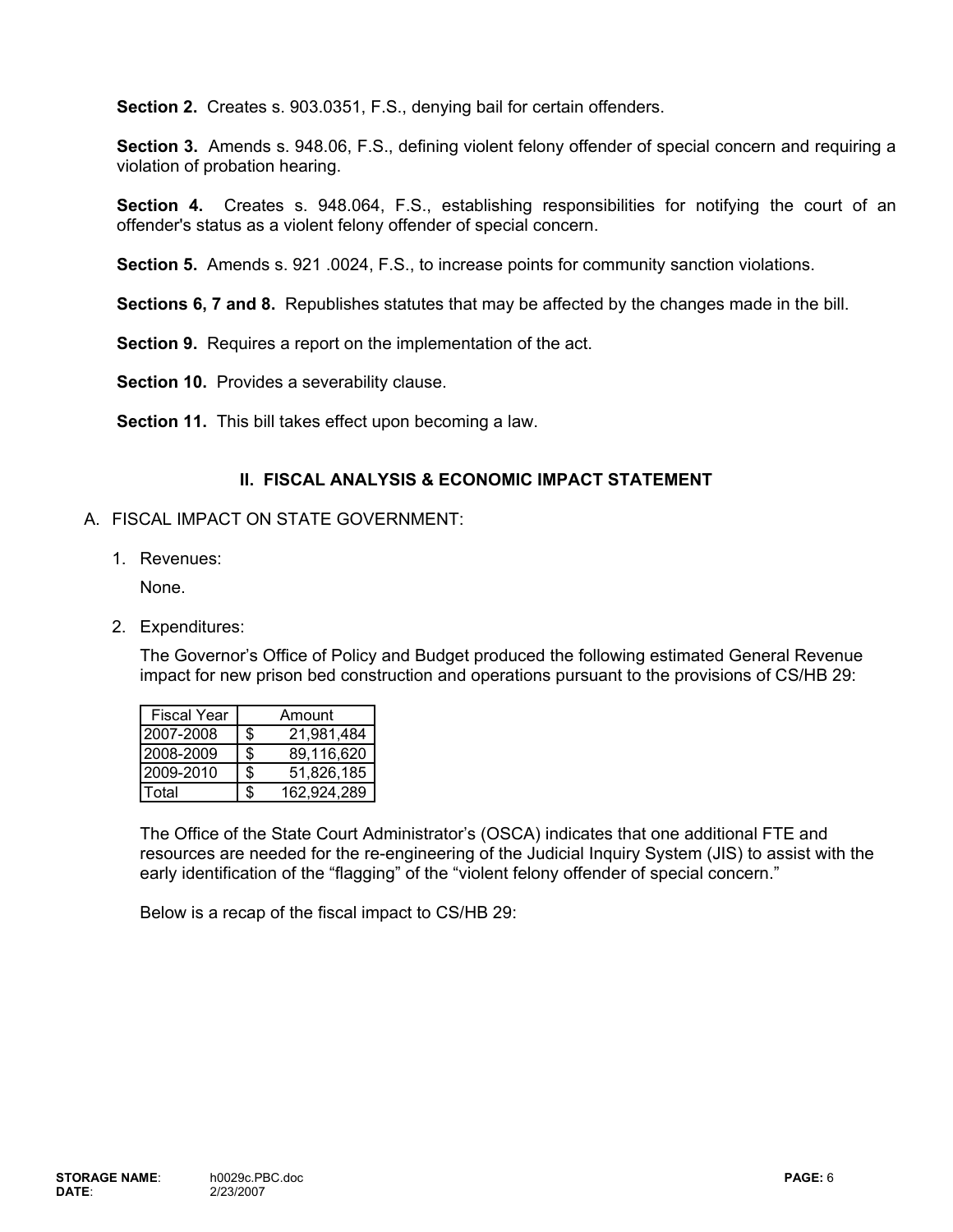**Section 2.** Creates s. 903.0351, F.S., denying bail for certain offenders.

**Section 3.** Amends s. 948.06, F.S., defining violent felony offender of special concern and requiring a violation of probation hearing.

**Section 4.** Creates s. 948.064, F.S., establishing responsibilities for notifying the court of an offender's status as a violent felony offender of special concern.

**Section 5.** Amends s. 921 .0024, F.S., to increase points for community sanction violations.

**Sections 6, 7 and 8.** Republishes statutes that may be affected by the changes made in the bill.

**Section 9.** Requires a report on the implementation of the act.

**Section 10.** Provides a severability clause.

**Section 11.** This bill takes effect upon becoming a law.

## II. FISCAL ANALYSIS & ECONOMIC IMPACT STATEMENT

A. FISCAL IMPACT ON STATE GOVERNMENT:

1. Revenues:

   None.

2. Expenditures:

   The Governor's Office of Policy and Budget produced the following estimated General Revenue impact for new prison bed construction and operations pursuant to the provisions of CS/HB 29:

| Fiscal Year | Amount |
|---|---|
| 2007-2008 | $ 21,981,484 |
| 2008-2009 | $ 89,116,620 |
| 2009-2010 | $ 51,826,185 |
| Total | $ 162,924,289 |

   The Office of the State Court Administrator's (OSCA) indicates that one additional FTE and resources are needed for the re-engineering of the Judicial Inquiry System (JIS) to assist with the early identification of the "flagging" of the "violent felony offender of special concern."

   Below is a recap of the fiscal impact to CS/HB 29: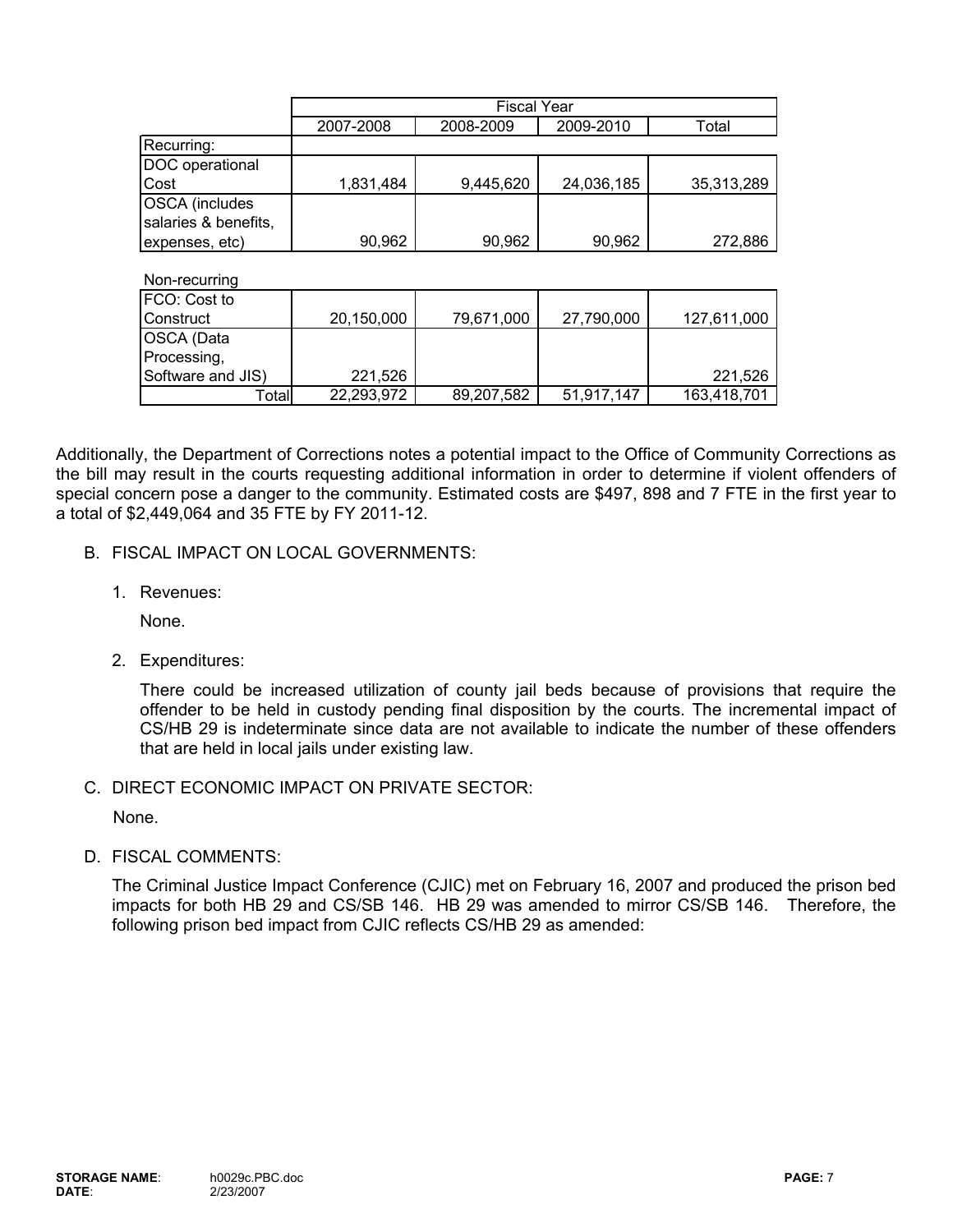| | Fiscal Year | | | |
|---|---|---|---|---|
| | 2007-2008 | 2008-2009 | 2009-2010 | Total |
| Recurring: | | | | |
| DOC operational Cost | 1,831,484 | 9,445,620 | 24,036,185 | 35,313,289 |
| OSCA (includes salaries & benefits, expenses, etc) | 90,962 | 90,962 | 90,962 | 272,886 |
| Non-recurring | | | | |
| FCO: Cost to Construct | 20,150,000 | 79,671,000 | 27,790,000 | 127,611,000 |
| OSCA (Data Processing, Software and JIS) | 221,526 | | | 221,526 |
| Total | 22,293,972 | 89,207,582 | 51,917,147 | 163,418,701 |

Additionally, the Department of Corrections notes a potential impact to the Office of Community Corrections as the bill may result in the courts requesting additional information in order to determine if violent offenders of special concern pose a danger to the community. Estimated costs are $497, 898 and 7 FTE in the first year to a total of $2,449,064 and 35 FTE by FY 2011-12.

B. FISCAL IMPACT ON LOCAL GOVERNMENTS:

1. Revenues:

   None.

2. Expenditures:

   There could be increased utilization of county jail beds because of provisions that require the offender to be held in custody pending final disposition by the courts. The incremental impact of CS/HB 29 is indeterminate since data are not available to indicate the number of these offenders that are held in local jails under existing law.

C. DIRECT ECONOMIC IMPACT ON PRIVATE SECTOR:

   None.

D. FISCAL COMMENTS:

   The Criminal Justice Impact Conference (CJIC) met on February 16, 2007 and produced the prison bed impacts for both HB 29 and CS/SB 146. HB 29 was amended to mirror CS/SB 146. Therefore, the following prison bed impact from CJIC reflects CS/HB 29 as amended: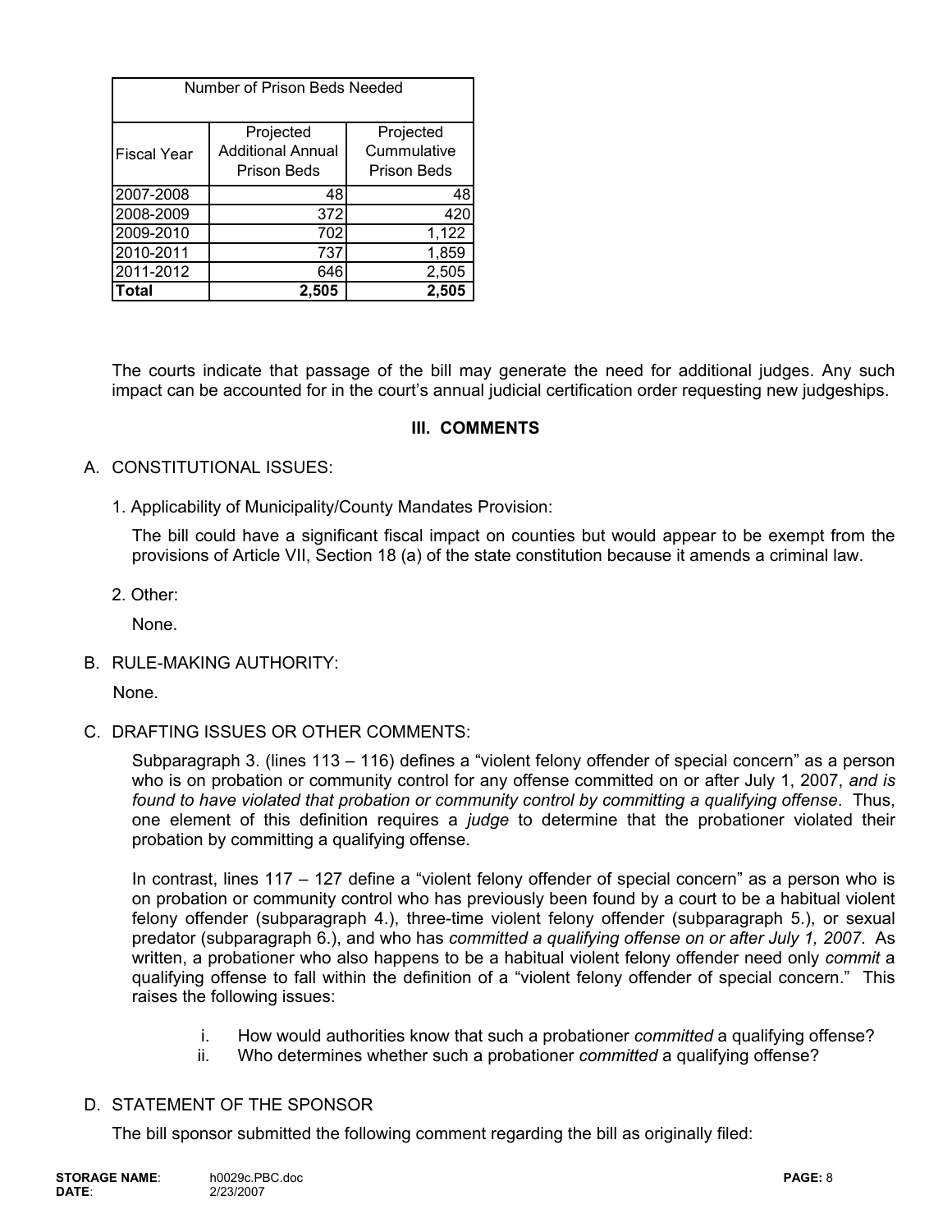| Number of Prison Beds Needed | | |
|---|---|---|
| Fiscal Year | Projected Additional Annual Prison Beds | Projected Cummulative Prison Beds |
| 2007-2008 | 48 | 48 |
| 2008-2009 | 372 | 420 |
| 2009-2010 | 702 | 1,122 |
| 2010-2011 | 737 | 1,859 |
| 2011-2012 | 646 | 2,505 |
| **Total** | **2,505** | **2,505** |

The courts indicate that passage of the bill may generate the need for additional judges. Any such impact can be accounted for in the court's annual judicial certification order requesting new judgeships.

## III. COMMENTS

### A. CONSTITUTIONAL ISSUES:

1. Applicability of Municipality/County Mandates Provision:

   The bill could have a significant fiscal impact on counties but would appear to be exempt from the provisions of Article VII, Section 18 (a) of the state constitution because it amends a criminal law.

2. Other:

   None.

### B. RULE-MAKING AUTHORITY:

None.

### C. DRAFTING ISSUES OR OTHER COMMENTS:

Subparagraph 3. (lines 113 – 116) defines a "violent felony offender of special concern" as a person who is on probation or community control for any offense committed on or after July 1, 2007, *and is found to have violated that probation or community control by committing a qualifying offense*. Thus, one element of this definition requires a *judge* to determine that the probationer violated their probation by committing a qualifying offense.

In contrast, lines 117 – 127 define a "violent felony offender of special concern" as a person who is on probation or community control who has previously been found by a court to be a habitual violent felony offender (subparagraph 4.), three-time violent felony offender (subparagraph 5.), or sexual predator (subparagraph 6.), and who has *committed a qualifying offense on or after July 1, 2007*. As written, a probationer who also happens to be a habitual violent felony offender need only *commit* a qualifying offense to fall within the definition of a "violent felony offender of special concern." This raises the following issues:

i. How would authorities know that such a probationer *committed* a qualifying offense?
ii. Who determines whether such a probationer *committed* a qualifying offense?

### D. STATEMENT OF THE SPONSOR

The bill sponsor submitted the following comment regarding the bill as originally filed: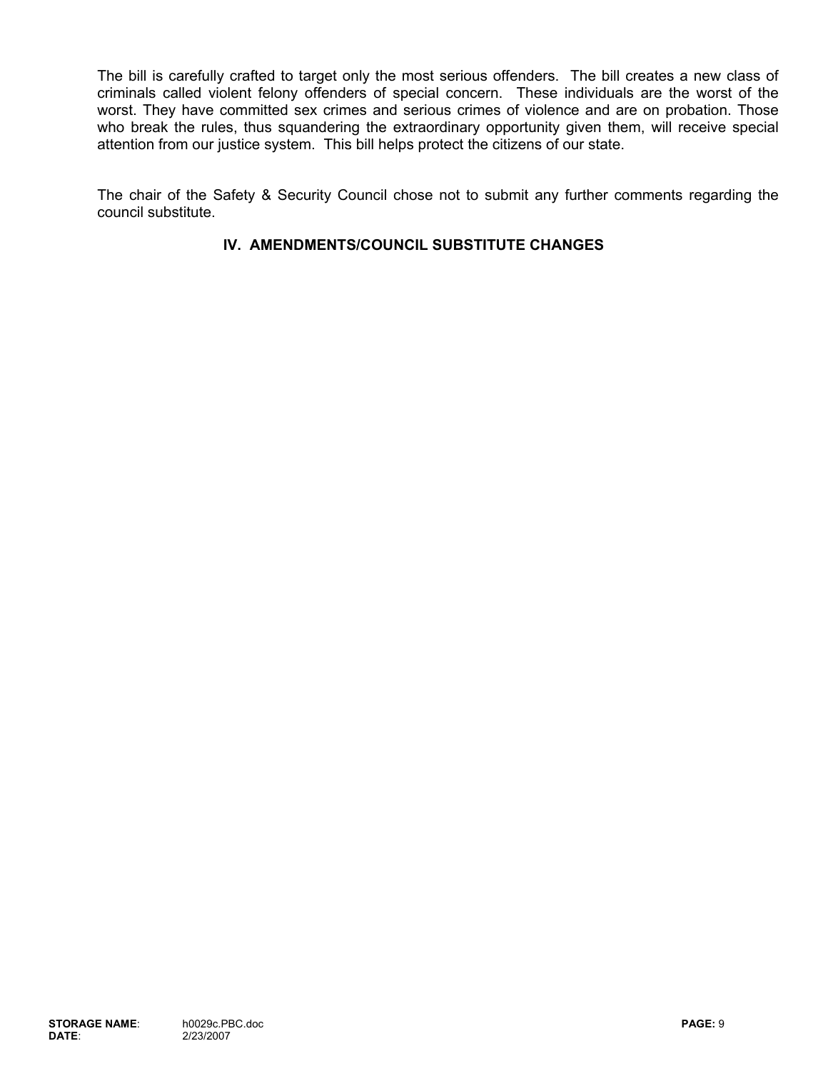The bill is carefully crafted to target only the most serious offenders. The bill creates a new class of criminals called violent felony offenders of special concern. These individuals are the worst of the worst. They have committed sex crimes and serious crimes of violence and are on probation. Those who break the rules, thus squandering the extraordinary opportunity given them, will receive special attention from our justice system. This bill helps protect the citizens of our state.

The chair of the Safety & Security Council chose not to submit any further comments regarding the council substitute.

## IV. AMENDMENTS/COUNCIL SUBSTITUTE CHANGES